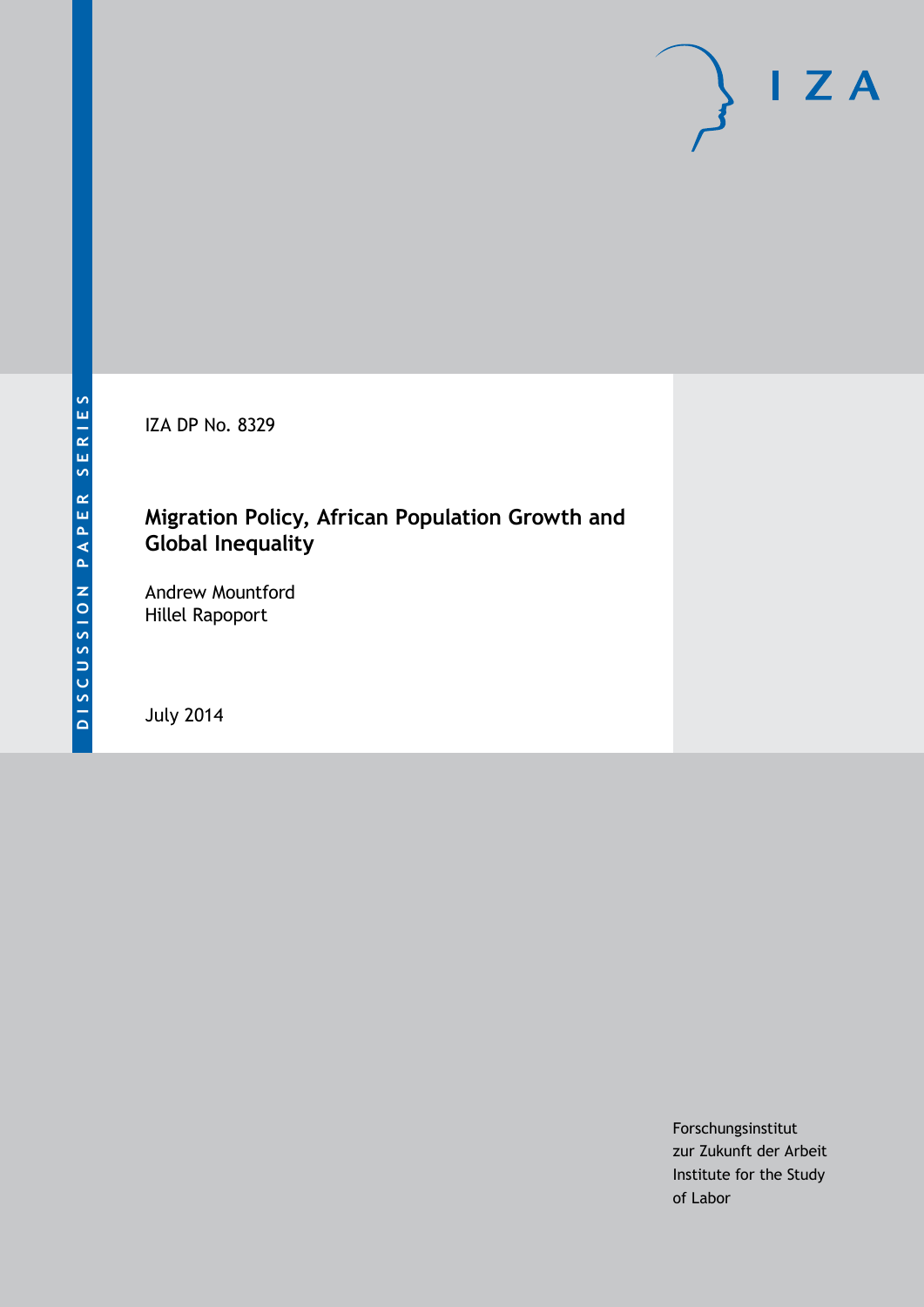DISCUSSION PAPER SERIES

IZA

IZA DP No. 8329

# Migration Policy, African Population Growth and Global Inequality

Andrew Mountford
Hillel Rapoport

July 2014

Forschungsinstitut
zur Zukunft der Arbeit
Institute for the Study
of Labor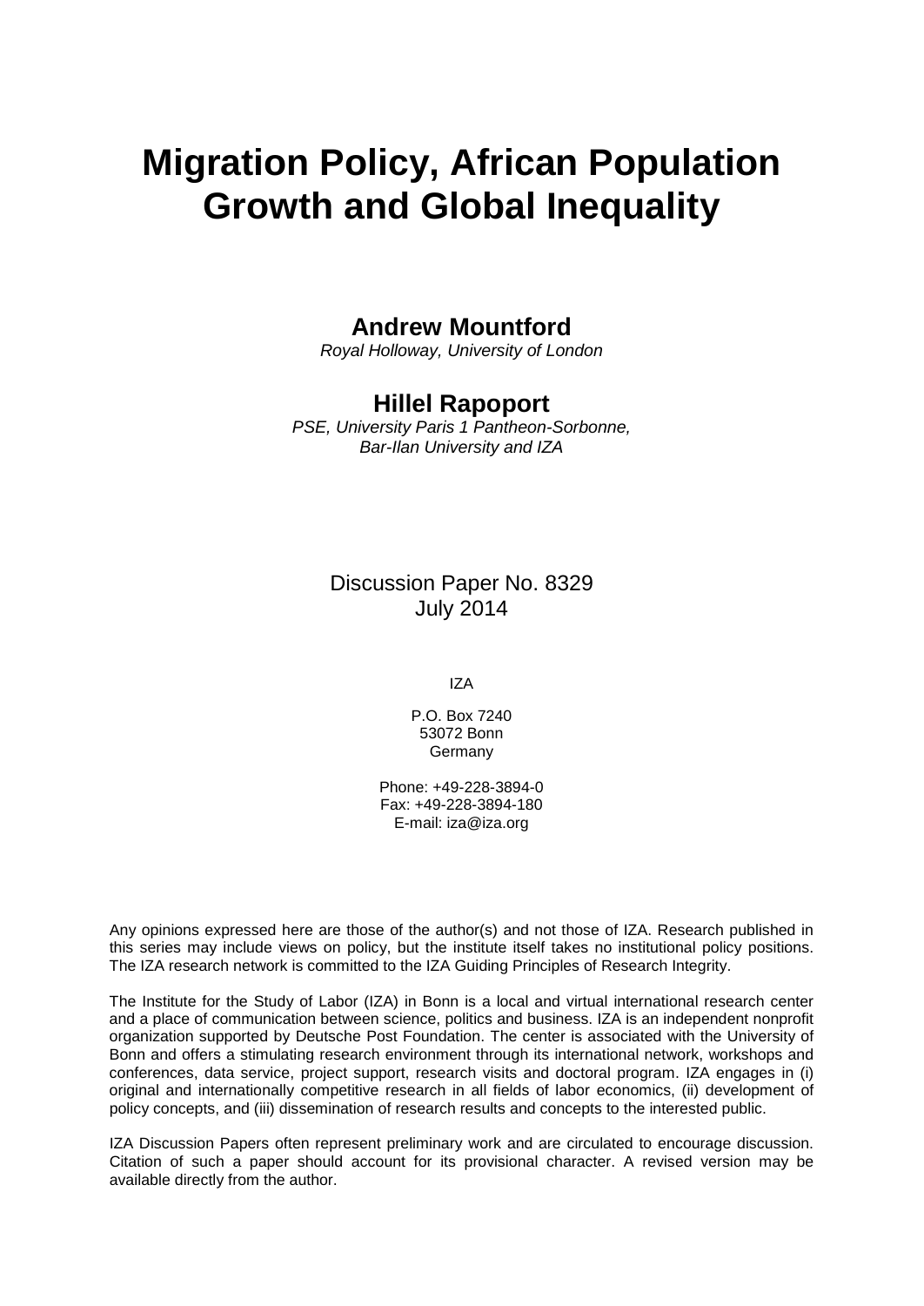# Migration Policy, African Population Growth and Global Inequality

**Andrew Mountford**
*Royal Holloway, University of London*

**Hillel Rapoport**
*PSE, University Paris 1 Pantheon-Sorbonne, Bar-Ilan University and IZA*

Discussion Paper No. 8329
July 2014

IZA

P.O. Box 7240
53072 Bonn
Germany

Phone: +49-228-3894-0
Fax: +49-228-3894-180
E-mail: iza@iza.org

Any opinions expressed here are those of the author(s) and not those of IZA. Research published in this series may include views on policy, but the institute itself takes no institutional policy positions. The IZA research network is committed to the IZA Guiding Principles of Research Integrity.

The Institute for the Study of Labor (IZA) in Bonn is a local and virtual international research center and a place of communication between science, politics and business. IZA is an independent nonprofit organization supported by Deutsche Post Foundation. The center is associated with the University of Bonn and offers a stimulating research environment through its international network, workshops and conferences, data service, project support, research visits and doctoral program. IZA engages in (i) original and internationally competitive research in all fields of labor economics, (ii) development of policy concepts, and (iii) dissemination of research results and concepts to the interested public.

IZA Discussion Papers often represent preliminary work and are circulated to encourage discussion. Citation of such a paper should account for its provisional character. A revised version may be available directly from the author.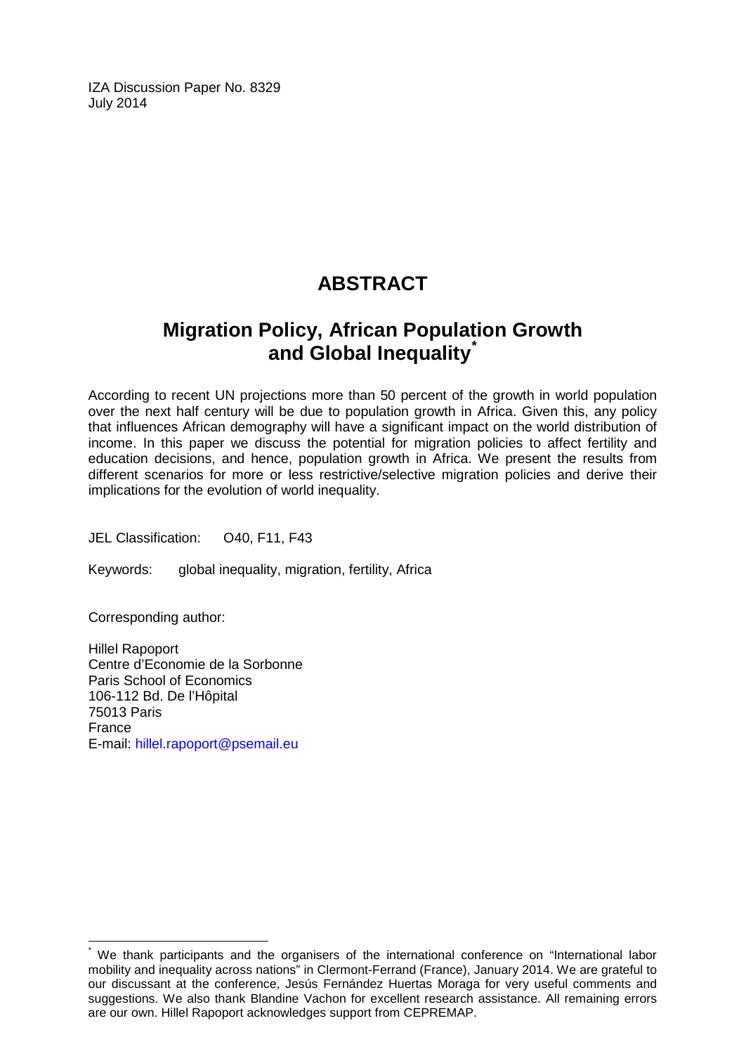IZA Discussion Paper No. 8329
July 2014

# ABSTRACT

## Migration Policy, African Population Growth and Global Inequality*

According to recent UN projections more than 50 percent of the growth in world population over the next half century will be due to population growth in Africa. Given this, any policy that influences African demography will have a significant impact on the world distribution of income. In this paper we discuss the potential for migration policies to affect fertility and education decisions, and hence, population growth in Africa. We present the results from different scenarios for more or less restrictive/selective migration policies and derive their implications for the evolution of world inequality.

JEL Classification: O40, F11, F43

Keywords: global inequality, migration, fertility, Africa

Corresponding author:

Hillel Rapoport
Centre d'Economie de la Sorbonne
Paris School of Economics
106-112 Bd. De l'Hôpital
75013 Paris
France
E-mail: hillel.rapoport@psemail.eu

---

* We thank participants and the organisers of the international conference on "International labor mobility and inequality across nations" in Clermont-Ferrand (France), January 2014. We are grateful to our discussant at the conference, Jesús Fernández Huertas Moraga for very useful comments and suggestions. We also thank Blandine Vachon for excellent research assistance. All remaining errors are our own. Hillel Rapoport acknowledges support from CEPREMAP.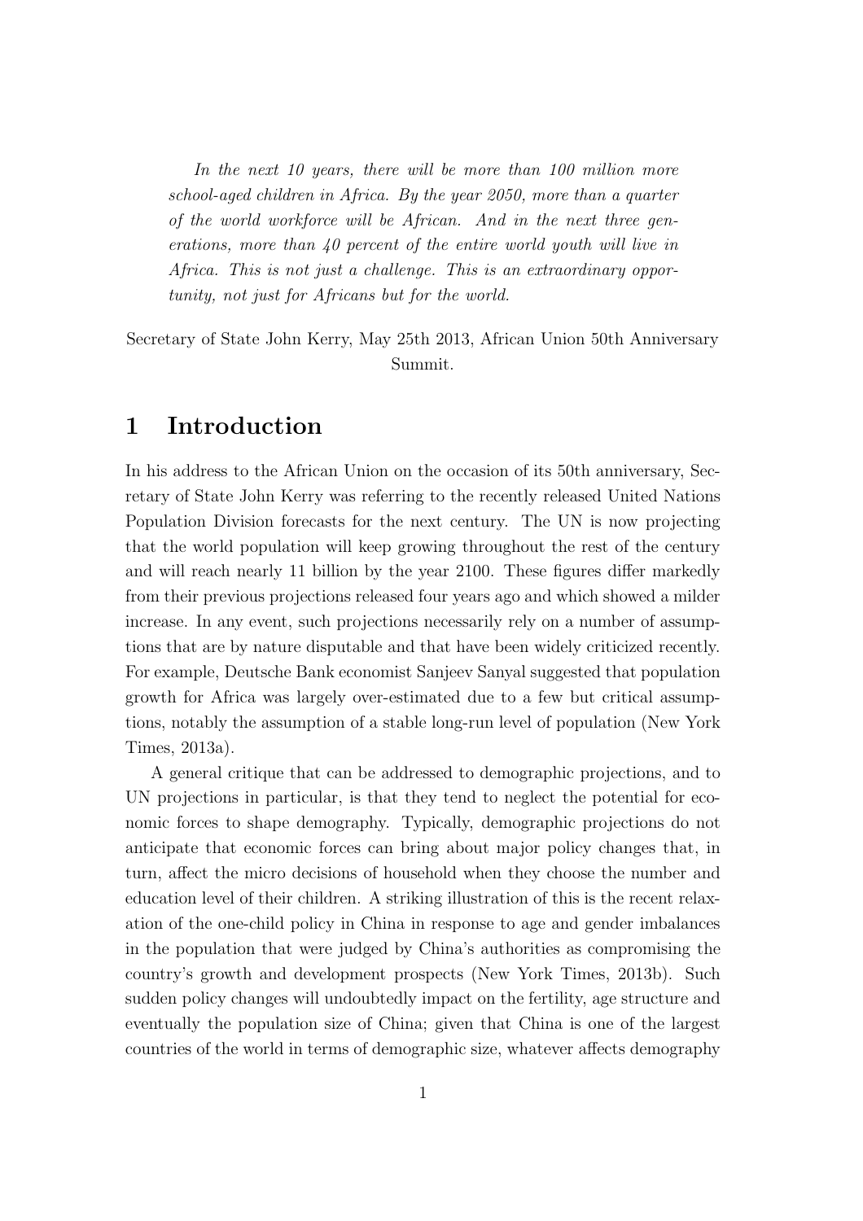*In the next 10 years, there will be more than 100 million more school-aged children in Africa. By the year 2050, more than a quarter of the world workforce will be African. And in the next three generations, more than 40 percent of the entire world youth will live in Africa. This is not just a challenge. This is an extraordinary opportunity, not just for Africans but for the world.*

Secretary of State John Kerry, May 25th 2013, African Union 50th Anniversary Summit.

# 1 Introduction

In his address to the African Union on the occasion of its 50th anniversary, Secretary of State John Kerry was referring to the recently released United Nations Population Division forecasts for the next century. The UN is now projecting that the world population will keep growing throughout the rest of the century and will reach nearly 11 billion by the year 2100. These figures differ markedly from their previous projections released four years ago and which showed a milder increase. In any event, such projections necessarily rely on a number of assumptions that are by nature disputable and that have been widely criticized recently. For example, Deutsche Bank economist Sanjeev Sanyal suggested that population growth for Africa was largely over-estimated due to a few but critical assumptions, notably the assumption of a stable long-run level of population (New York Times, 2013a).

A general critique that can be addressed to demographic projections, and to UN projections in particular, is that they tend to neglect the potential for economic forces to shape demography. Typically, demographic projections do not anticipate that economic forces can bring about major policy changes that, in turn, affect the micro decisions of household when they choose the number and education level of their children. A striking illustration of this is the recent relaxation of the one-child policy in China in response to age and gender imbalances in the population that were judged by China's authorities as compromising the country's growth and development prospects (New York Times, 2013b). Such sudden policy changes will undoubtedly impact on the fertility, age structure and eventually the population size of China; given that China is one of the largest countries of the world in terms of demographic size, whatever affects demography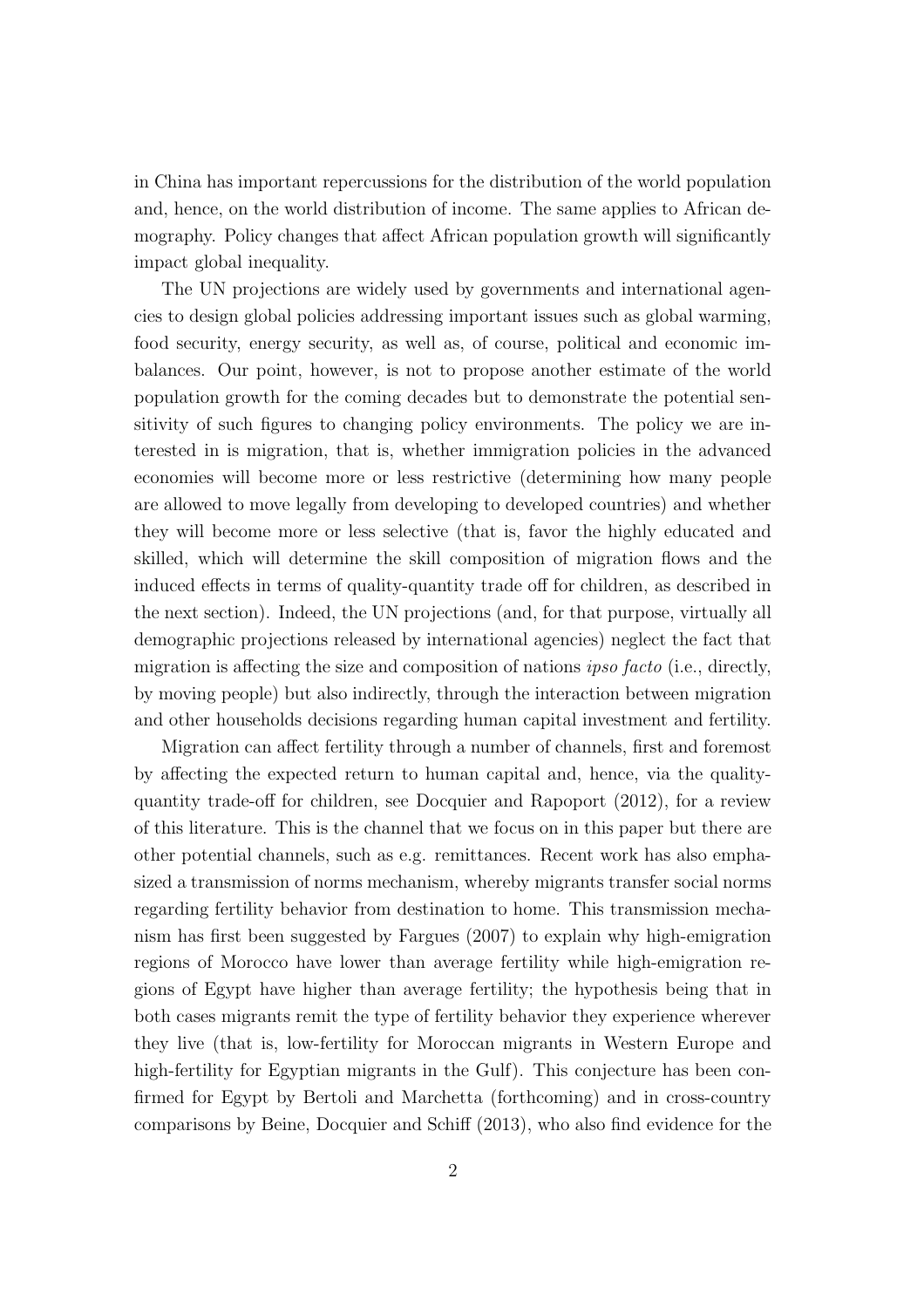in China has important repercussions for the distribution of the world population and, hence, on the world distribution of income. The same applies to African demography. Policy changes that affect African population growth will significantly impact global inequality.

The UN projections are widely used by governments and international agencies to design global policies addressing important issues such as global warming, food security, energy security, as well as, of course, political and economic imbalances. Our point, however, is not to propose another estimate of the world population growth for the coming decades but to demonstrate the potential sensitivity of such figures to changing policy environments. The policy we are interested in is migration, that is, whether immigration policies in the advanced economies will become more or less restrictive (determining how many people are allowed to move legally from developing to developed countries) and whether they will become more or less selective (that is, favor the highly educated and skilled, which will determine the skill composition of migration flows and the induced effects in terms of quality-quantity trade off for children, as described in the next section). Indeed, the UN projections (and, for that purpose, virtually all demographic projections released by international agencies) neglect the fact that migration is affecting the size and composition of nations *ipso facto* (i.e., directly, by moving people) but also indirectly, through the interaction between migration and other households decisions regarding human capital investment and fertility.

Migration can affect fertility through a number of channels, first and foremost by affecting the expected return to human capital and, hence, via the quality-quantity trade-off for children, see Docquier and Rapoport (2012), for a review of this literature. This is the channel that we focus on in this paper but there are other potential channels, such as e.g. remittances. Recent work has also emphasized a transmission of norms mechanism, whereby migrants transfer social norms regarding fertility behavior from destination to home. This transmission mechanism has first been suggested by Fargues (2007) to explain why high-emigration regions of Morocco have lower than average fertility while high-emigration regions of Egypt have higher than average fertility; the hypothesis being that in both cases migrants remit the type of fertility behavior they experience wherever they live (that is, low-fertility for Moroccan migrants in Western Europe and high-fertility for Egyptian migrants in the Gulf). This conjecture has been confirmed for Egypt by Bertoli and Marchetta (forthcoming) and in cross-country comparisons by Beine, Docquier and Schiff (2013), who also find evidence for the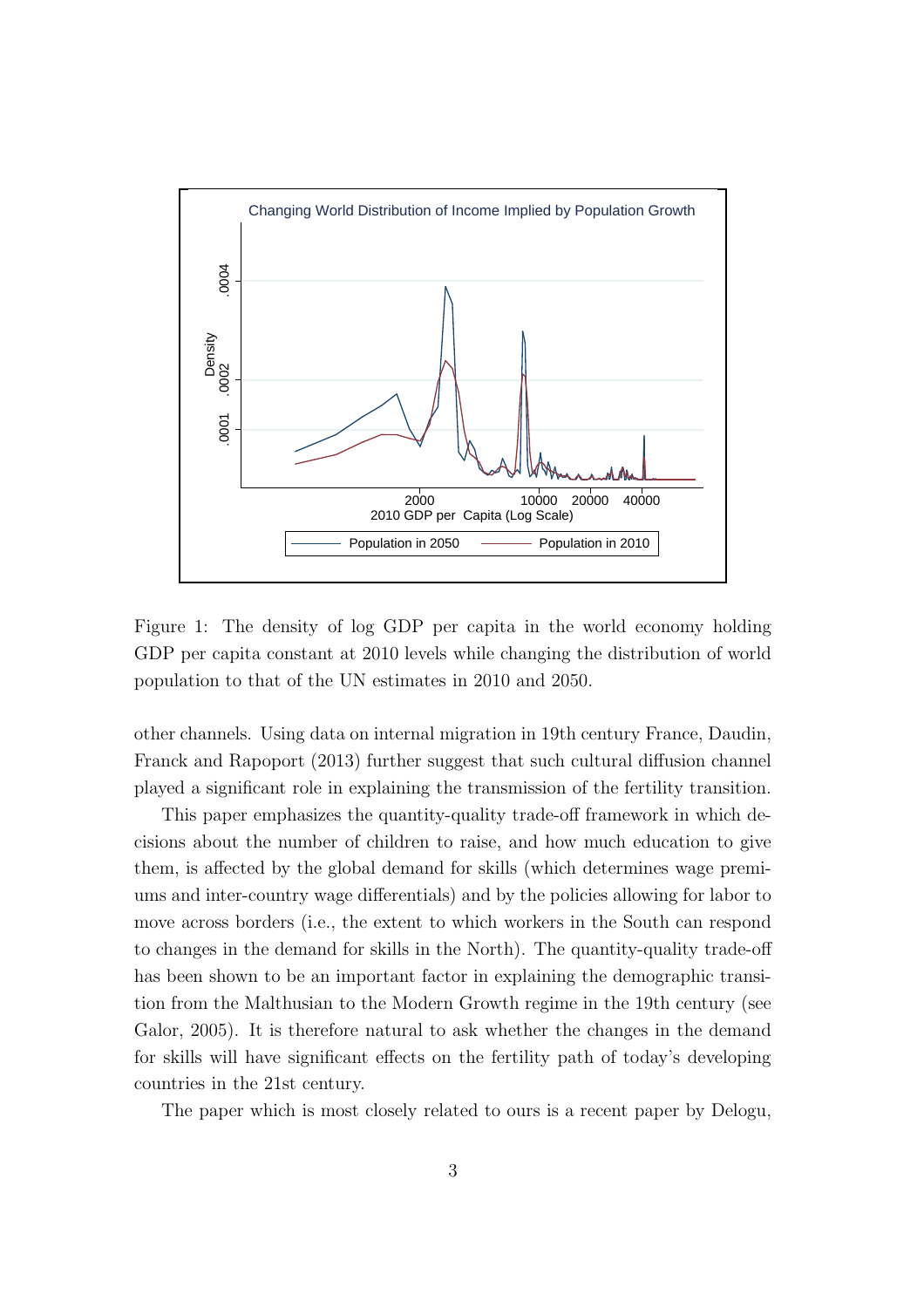Changing World Distribution of Income Implied by Population Growth

Density

.0001

.0002

.0004

2000

10000

20000

40000

2010 GDP per Capita (Log Scale)

Population in 2050

Population in 2010

Figure 1: The density of log GDP per capita in the world economy holding GDP per capita constant at 2010 levels while changing the distribution of world population to that of the UN estimates in 2010 and 2050.

other channels. Using data on internal migration in 19th century France, Daudin, Franck and Rapoport (2013) further suggest that such cultural diffusion channel played a significant role in explaining the transmission of the fertility transition.

This paper emphasizes the quantity-quality trade-off framework in which decisions about the number of children to raise, and how much education to give them, is affected by the global demand for skills (which determines wage premiums and inter-country wage differentials) and by the policies allowing for labor to move across borders (i.e., the extent to which workers in the South can respond to changes in the demand for skills in the North). The quantity-quality trade-off has been shown to be an important factor in explaining the demographic transition from the Malthusian to the Modern Growth regime in the 19th century (see Galor, 2005). It is therefore natural to ask whether the changes in the demand for skills will have significant effects on the fertility path of today's developing countries in the 21st century.

The paper which is most closely related to ours is a recent paper by Delogu,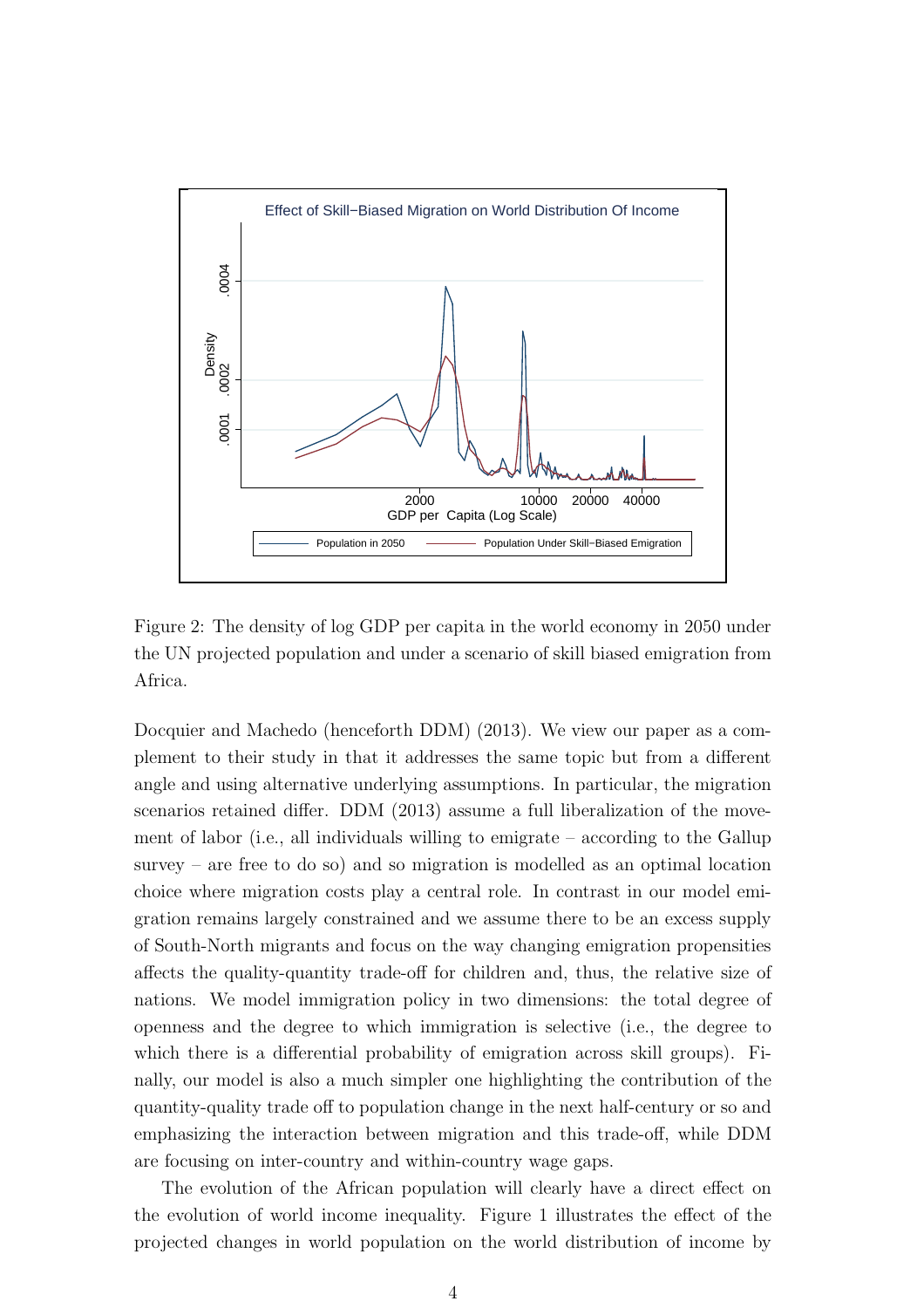Effect of Skill−Biased Migration on World Distribution Of Income

Density

.0001
.0002
.0004

2000
10000
20000
40000

GDP per Capita (Log Scale)

Population in 2050
Population Under Skill−Biased Emigration

Figure 2: The density of log GDP per capita in the world economy in 2050 under the UN projected population and under a scenario of skill biased emigration from Africa.

Docquier and Machedo (henceforth DDM) (2013). We view our paper as a complement to their study in that it addresses the same topic but from a different angle and using alternative underlying assumptions. In particular, the migration scenarios retained differ. DDM (2013) assume a full liberalization of the movement of labor (i.e., all individuals willing to emigrate – according to the Gallup survey – are free to do so) and so migration is modelled as an optimal location choice where migration costs play a central role. In contrast in our model emigration remains largely constrained and we assume there to be an excess supply of South-North migrants and focus on the way changing emigration propensities affects the quality-quantity trade-off for children and, thus, the relative size of nations. We model immigration policy in two dimensions: the total degree of openness and the degree to which immigration is selective (i.e., the degree to which there is a differential probability of emigration across skill groups). Finally, our model is also a much simpler one highlighting the contribution of the quantity-quality trade off to population change in the next half-century or so and emphasizing the interaction between migration and this trade-off, while DDM are focusing on inter-country and within-country wage gaps.

The evolution of the African population will clearly have a direct effect on the evolution of world income inequality. Figure 1 illustrates the effect of the projected changes in world population on the world distribution of income by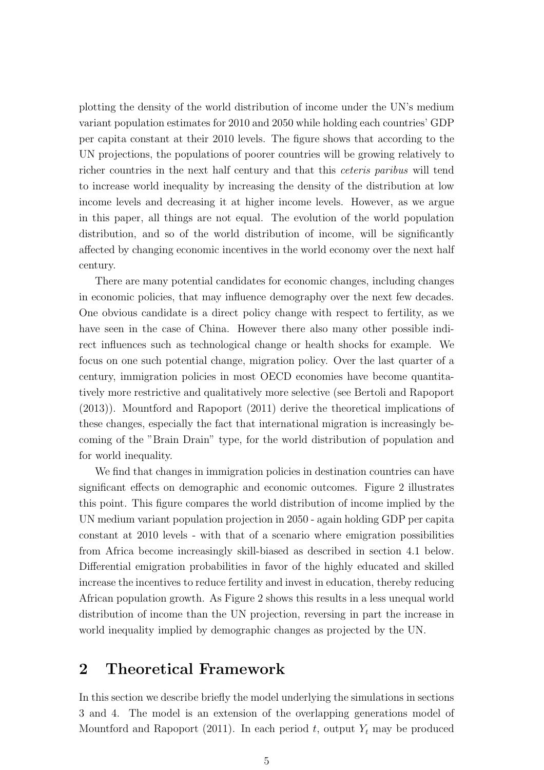plotting the density of the world distribution of income under the UN's medium variant population estimates for 2010 and 2050 while holding each countries' GDP per capita constant at their 2010 levels. The figure shows that according to the UN projections, the populations of poorer countries will be growing relatively to richer countries in the next half century and that this *ceteris paribus* will tend to increase world inequality by increasing the density of the distribution at low income levels and decreasing it at higher income levels. However, as we argue in this paper, all things are not equal. The evolution of the world population distribution, and so of the world distribution of income, will be significantly affected by changing economic incentives in the world economy over the next half century.

There are many potential candidates for economic changes, including changes in economic policies, that may influence demography over the next few decades. One obvious candidate is a direct policy change with respect to fertility, as we have seen in the case of China. However there also many other possible indirect influences such as technological change or health shocks for example. We focus on one such potential change, migration policy. Over the last quarter of a century, immigration policies in most OECD economies have become quantitatively more restrictive and qualitatively more selective (see Bertoli and Rapoport (2013)). Mountford and Rapoport (2011) derive the theoretical implications of these changes, especially the fact that international migration is increasingly becoming of the "Brain Drain" type, for the world distribution of population and for world inequality.

We find that changes in immigration policies in destination countries can have significant effects on demographic and economic outcomes. Figure 2 illustrates this point. This figure compares the world distribution of income implied by the UN medium variant population projection in 2050 - again holding GDP per capita constant at 2010 levels - with that of a scenario where emigration possibilities from Africa become increasingly skill-biased as described in section 4.1 below. Differential emigration probabilities in favor of the highly educated and skilled increase the incentives to reduce fertility and invest in education, thereby reducing African population growth. As Figure 2 shows this results in a less unequal world distribution of income than the UN projection, reversing in part the increase in world inequality implied by demographic changes as projected by the UN.

## 2 Theoretical Framework

In this section we describe briefly the model underlying the simulations in sections 3 and 4. The model is an extension of the overlapping generations model of Mountford and Rapoport (2011). In each period $t$, output $Y_t$ may be produced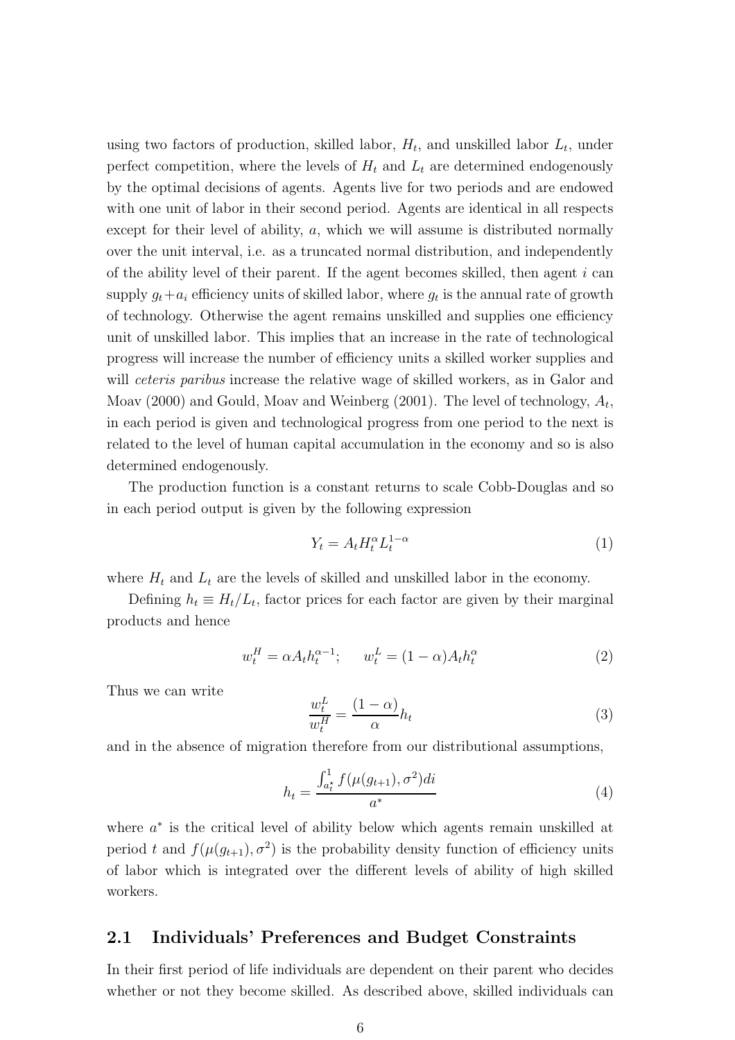using two factors of production, skilled labor, $H_t$, and unskilled labor $L_t$, under perfect competition, where the levels of $H_t$ and $L_t$ are determined endogenously by the optimal decisions of agents. Agents live for two periods and are endowed with one unit of labor in their second period. Agents are identical in all respects except for their level of ability, $a$, which we will assume is distributed normally over the unit interval, i.e. as a truncated normal distribution, and independently of the ability level of their parent. If the agent becomes skilled, then agent $i$ can supply $g_t + a_i$ efficiency units of skilled labor, where $g_t$ is the annual rate of growth of technology. Otherwise the agent remains unskilled and supplies one efficiency unit of unskilled labor. This implies that an increase in the rate of technological progress will increase the number of efficiency units a skilled worker supplies and will *ceteris paribus* increase the relative wage of skilled workers, as in Galor and Moav (2000) and Gould, Moav and Weinberg (2001). The level of technology, $A_t$, in each period is given and technological progress from one period to the next is related to the level of human capital accumulation in the economy and so is also determined endogenously.

The production function is a constant returns to scale Cobb-Douglas and so in each period output is given by the following expression

$$Y_t = A_t H_t^{\alpha} L_t^{1-\alpha} \tag{1}$$

where $H_t$ and $L_t$ are the levels of skilled and unskilled labor in the economy.

Defining $h_t \equiv H_t/L_t$, factor prices for each factor are given by their marginal products and hence

$$w_t^H = \alpha A_t h_t^{\alpha-1}; \qquad w_t^L = (1-\alpha) A_t h_t^{\alpha} \tag{2}$$

Thus we can write

$$\frac{w_t^L}{w_t^H} = \frac{(1-\alpha)}{\alpha} h_t \tag{3}$$

and in the absence of migration therefore from our distributional assumptions,

$$h_t = \frac{\int_{a_t^*}^{1} f(\mu(g_{t+1}), \sigma^2) di}{a^*} \tag{4}$$

where $a^*$ is the critical level of ability below which agents remain unskilled at period $t$ and $f(\mu(g_{t+1}), \sigma^2)$ is the probability density function of efficiency units of labor which is integrated over the different levels of ability of high skilled workers.

## 2.1 Individuals' Preferences and Budget Constraints

In their first period of life individuals are dependent on their parent who decides whether or not they become skilled. As described above, skilled individuals can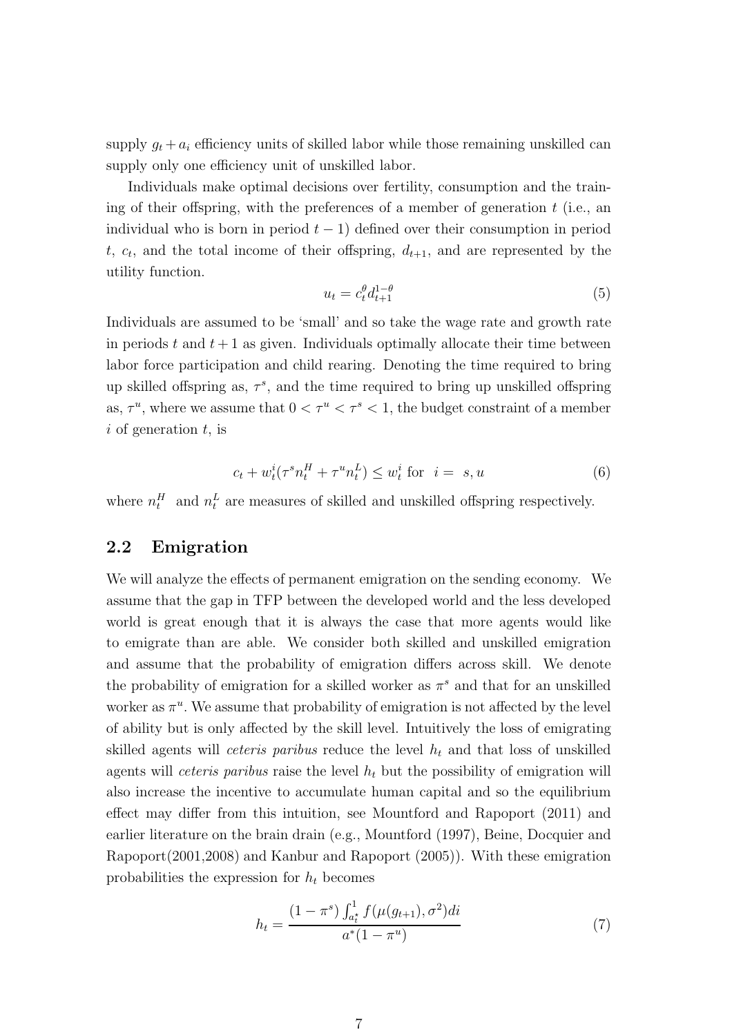supply $g_t + a_i$ efficiency units of skilled labor while those remaining unskilled can supply only one efficiency unit of unskilled labor.

Individuals make optimal decisions over fertility, consumption and the training of their offspring, with the preferences of a member of generation $t$ (i.e., an individual who is born in period $t-1$) defined over their consumption in period $t$, $c_t$, and the total income of their offspring, $d_{t+1}$, and are represented by the utility function.

$$u_t = c_t^{\theta} d_{t+1}^{1-\theta} \tag{5}$$

Individuals are assumed to be 'small' and so take the wage rate and growth rate in periods $t$ and $t+1$ as given. Individuals optimally allocate their time between labor force participation and child rearing. Denoting the time required to bring up skilled offspring as, $\tau^s$, and the time required to bring up unskilled offspring as, $\tau^u$, where we assume that $0 < \tau^u < \tau^s < 1$, the budget constraint of a member $i$ of generation $t$, is

$$c_t + w_t^i(\tau^s n_t^H + \tau^u n_t^L) \leq w_t^i \text{ for } \ i = \ s, u \tag{6}$$

where $n_t^H$ and $n_t^L$ are measures of skilled and unskilled offspring respectively.

## 2.2 Emigration

We will analyze the effects of permanent emigration on the sending economy. We assume that the gap in TFP between the developed world and the less developed world is great enough that it is always the case that more agents would like to emigrate than are able. We consider both skilled and unskilled emigration and assume that the probability of emigration differs across skill. We denote the probability of emigration for a skilled worker as $\pi^s$ and that for an unskilled worker as $\pi^u$. We assume that probability of emigration is not affected by the level of ability but is only affected by the skill level. Intuitively the loss of emigrating skilled agents will *ceteris paribus* reduce the level $h_t$ and that loss of unskilled agents will *ceteris paribus* raise the level $h_t$ but the possibility of emigration will also increase the incentive to accumulate human capital and so the equilibrium effect may differ from this intuition, see Mountford and Rapoport (2011) and earlier literature on the brain drain (e.g., Mountford (1997), Beine, Docquier and Rapoport(2001,2008) and Kanbur and Rapoport (2005)). With these emigration probabilities the expression for $h_t$ becomes

$$h_t = \frac{(1-\pi^s)\int_{a_t^*}^{1} f(\mu(g_{t+1}), \sigma^2) di}{a^*(1-\pi^u)} \tag{7}$$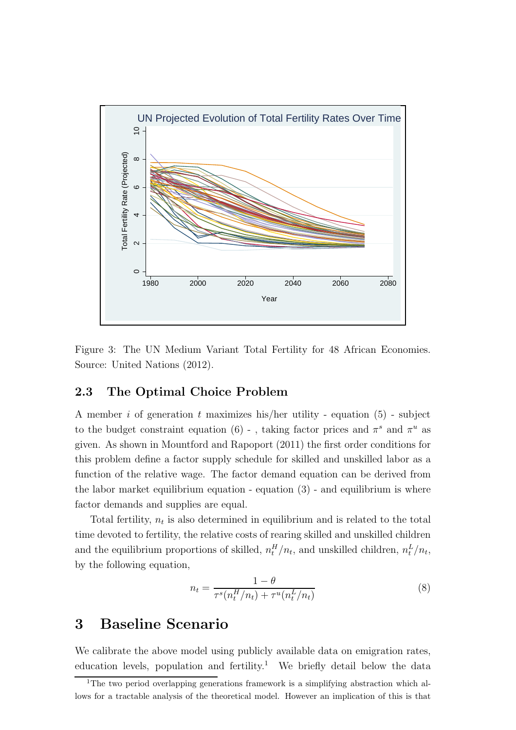UN Projected Evolution of Total Fertility Rates Over Time

Total Fertility Rate (Projected)

0
2
4
6
8
10

1980
2000
2020
2040
2060
2080

Year

Figure 3: The UN Medium Variant Total Fertility for 48 African Economies. Source: United Nations (2012).

### 2.3 The Optimal Choice Problem

A member $i$ of generation $t$ maximizes his/her utility - equation (5) - subject to the budget constraint equation (6) - , taking factor prices and $\pi^s$ and $\pi^u$ as given. As shown in Mountford and Rapoport (2011) the first order conditions for this problem define a factor supply schedule for skilled and unskilled labor as a function of the relative wage. The factor demand equation can be derived from the labor market equilibrium equation - equation (3) - and equilibrium is where factor demands and supplies are equal.

Total fertility, $n_t$ is also determined in equilibrium and is related to the total time devoted to fertility, the relative costs of rearing skilled and unskilled children and the equilibrium proportions of skilled, $n_t^H/n_t$, and unskilled children, $n_t^L/n_t$, by the following equation,

$$n_t = \frac{1-\theta}{\tau^s(n_t^H/n_t) + \tau^u(n_t^L/n_t)} \tag{8}$$

## 3 Baseline Scenario

We calibrate the above model using publicly available data on emigration rates, education levels, population and fertility.[1] We briefly detail below the data

[1] The two period overlapping generations framework is a simplifying abstraction which allows for a tractable analysis of the theoretical model. However an implication of this is that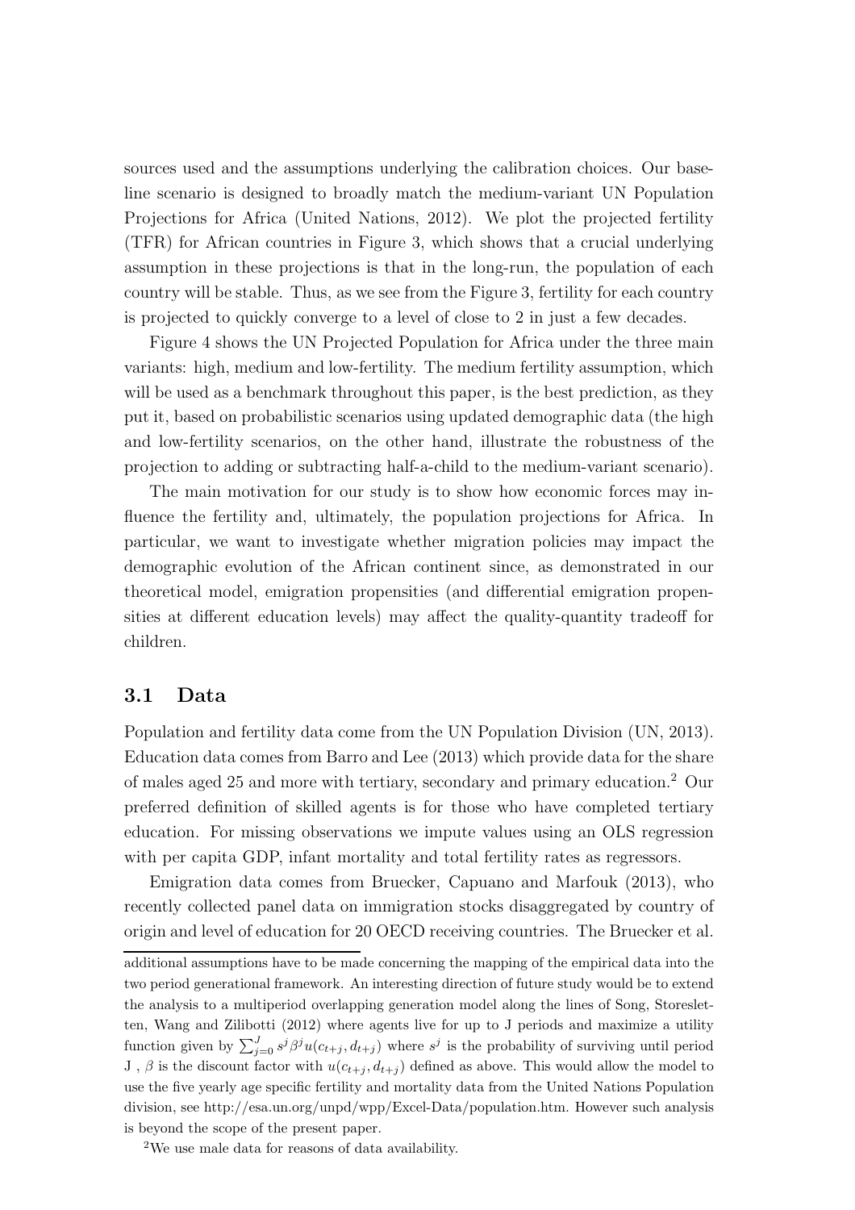sources used and the assumptions underlying the calibration choices. Our baseline scenario is designed to broadly match the medium-variant UN Population Projections for Africa (United Nations, 2012). We plot the projected fertility (TFR) for African countries in Figure 3, which shows that a crucial underlying assumption in these projections is that in the long-run, the population of each country will be stable. Thus, as we see from the Figure 3, fertility for each country is projected to quickly converge to a level of close to 2 in just a few decades.

Figure 4 shows the UN Projected Population for Africa under the three main variants: high, medium and low-fertility. The medium fertility assumption, which will be used as a benchmark throughout this paper, is the best prediction, as they put it, based on probabilistic scenarios using updated demographic data (the high and low-fertility scenarios, on the other hand, illustrate the robustness of the projection to adding or subtracting half-a-child to the medium-variant scenario).

The main motivation for our study is to show how economic forces may influence the fertility and, ultimately, the population projections for Africa. In particular, we want to investigate whether migration policies may impact the demographic evolution of the African continent since, as demonstrated in our theoretical model, emigration propensities (and differential emigration propensities at different education levels) may affect the quality-quantity tradeoff for children.

### 3.1 Data

Population and fertility data come from the UN Population Division (UN, 2013). Education data comes from Barro and Lee (2013) which provide data for the share of males aged 25 and more with tertiary, secondary and primary education.[2] Our preferred definition of skilled agents is for those who have completed tertiary education. For missing observations we impute values using an OLS regression with per capita GDP, infant mortality and total fertility rates as regressors.

Emigration data comes from Bruecker, Capuano and Marfouk (2013), who recently collected panel data on immigration stocks disaggregated by country of origin and level of education for 20 OECD receiving countries. The Bruecker et al.

---

additional assumptions have to be made concerning the mapping of the empirical data into the two period generational framework. An interesting direction of future study would be to extend the analysis to a multiperiod overlapping generation model along the lines of Song, Storesletten, Wang and Zilibotti (2012) where agents live for up to J periods and maximize a utility function given by $\sum_{j=0}^{J} s^j \beta^j u(c_{t+j}, d_{t+j})$ where $s^j$ is the probability of surviving until period J , $\beta$ is the discount factor with $u(c_{t+j}, d_{t+j})$ defined as above. This would allow the model to use the five yearly age specific fertility and mortality data from the United Nations Population division, see http://esa.un.org/unpd/wpp/Excel-Data/population.htm. However such analysis is beyond the scope of the present paper.

[2] We use male data for reasons of data availability.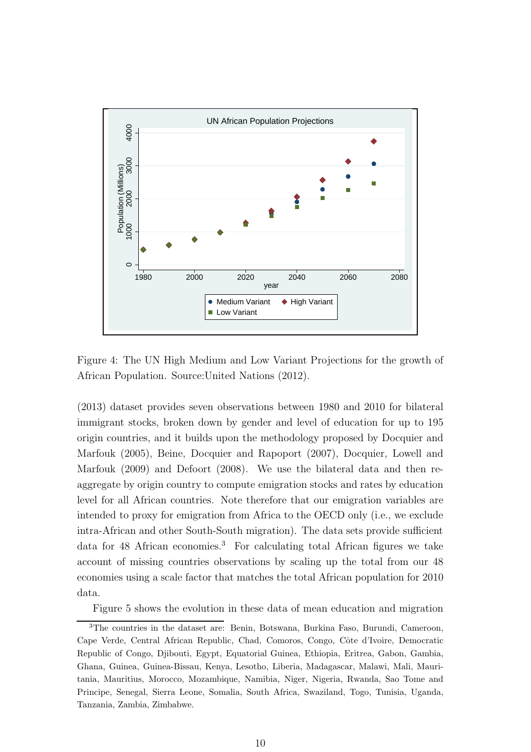UN African Population Projections

Population (Millions)

0
1000
2000
3000
4000

1980
2000
2020
2040
2060
2080

year

Medium Variant
High Variant
Low Variant

Figure 4: The UN High Medium and Low Variant Projections for the growth of African Population. Source:United Nations (2012).

(2013) dataset provides seven observations between 1980 and 2010 for bilateral immigrant stocks, broken down by gender and level of education for up to 195 origin countries, and it builds upon the methodology proposed by Docquier and Marfouk (2005), Beine, Docquier and Rapoport (2007), Docquier, Lowell and Marfouk (2009) and Defoort (2008). We use the bilateral data and then re-aggregate by origin country to compute emigration stocks and rates by education level for all African countries. Note therefore that our emigration variables are intended to proxy for emigration from Africa to the OECD only (i.e., we exclude intra-African and other South-South migration). The data sets provide sufficient data for 48 African economies.[3] For calculating total African figures we take account of missing countries observations by scaling up the total from our 48 economies using a scale factor that matches the total African population for 2010 data.

Figure 5 shows the evolution in these data of mean education and migration

[3]The countries in the dataset are: Benin, Botswana, Burkina Faso, Burundi, Cameroon, Cape Verde, Central African Republic, Chad, Comoros, Congo, Côte d'Ivoire, Democratic Republic of Congo, Djibouti, Egypt, Equatorial Guinea, Ethiopia, Eritrea, Gabon, Gambia, Ghana, Guinea, Guinea-Bissau, Kenya, Lesotho, Liberia, Madagascar, Malawi, Mali, Mauritania, Mauritius, Morocco, Mozambique, Namibia, Niger, Nigeria, Rwanda, Sao Tome and Principe, Senegal, Sierra Leone, Somalia, South Africa, Swaziland, Togo, Tunisia, Uganda, Tanzania, Zambia, Zimbabwe.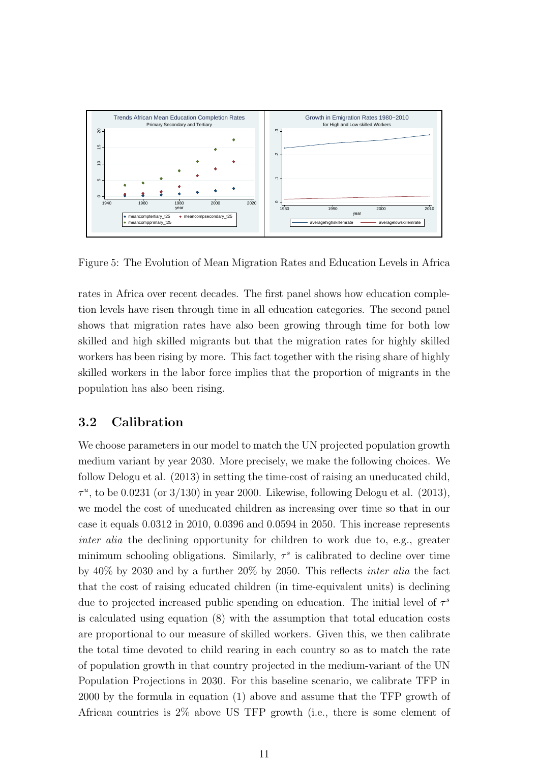Trends African Mean Education Completion Rates
Primary Secondary and Tertiary

0
5
10
15
20

1940
1960
1980
2000
2020
year

meancomptertiary_t25
meancompsecondary_t25
meancompprimary_t25

Growth in Emigration Rates 1980−2010
for High and Low skilled Workers

0
.1
.2
.3

1980
1990
2000
2010
year

averagehighskillemrate
averagelowskillemrate

Figure 5: The Evolution of Mean Migration Rates and Education Levels in Africa

rates in Africa over recent decades. The first panel shows how education completion levels have risen through time in all education categories. The second panel shows that migration rates have also been growing through time for both low skilled and high skilled migrants but that the migration rates for highly skilled workers has been rising by more. This fact together with the rising share of highly skilled workers in the labor force implies that the proportion of migrants in the population has also been rising.

## 3.2 Calibration

We choose parameters in our model to match the UN projected population growth medium variant by year 2030. More precisely, we make the following choices. We follow Delogu et al. (2013) in setting the time-cost of raising an uneducated child, $\tau^u$, to be 0.0231 (or 3/130) in year 2000. Likewise, following Delogu et al. (2013), we model the cost of uneducated children as increasing over time so that in our case it equals 0.0312 in 2010, 0.0396 and 0.0594 in 2050. This increase represents *inter alia* the declining opportunity for children to work due to, e.g., greater minimum schooling obligations. Similarly, $\tau^s$ is calibrated to decline over time by 40% by 2030 and by a further 20% by 2050. This reflects *inter alia* the fact that the cost of raising educated children (in time-equivalent units) is declining due to projected increased public spending on education. The initial level of $\tau^s$ is calculated using equation (8) with the assumption that total education costs are proportional to our measure of skilled workers. Given this, we then calibrate the total time devoted to child rearing in each country so as to match the rate of population growth in that country projected in the medium-variant of the UN Population Projections in 2030. For this baseline scenario, we calibrate TFP in 2000 by the formula in equation (1) above and assume that the TFP growth of African countries is 2% above US TFP growth (i.e., there is some element of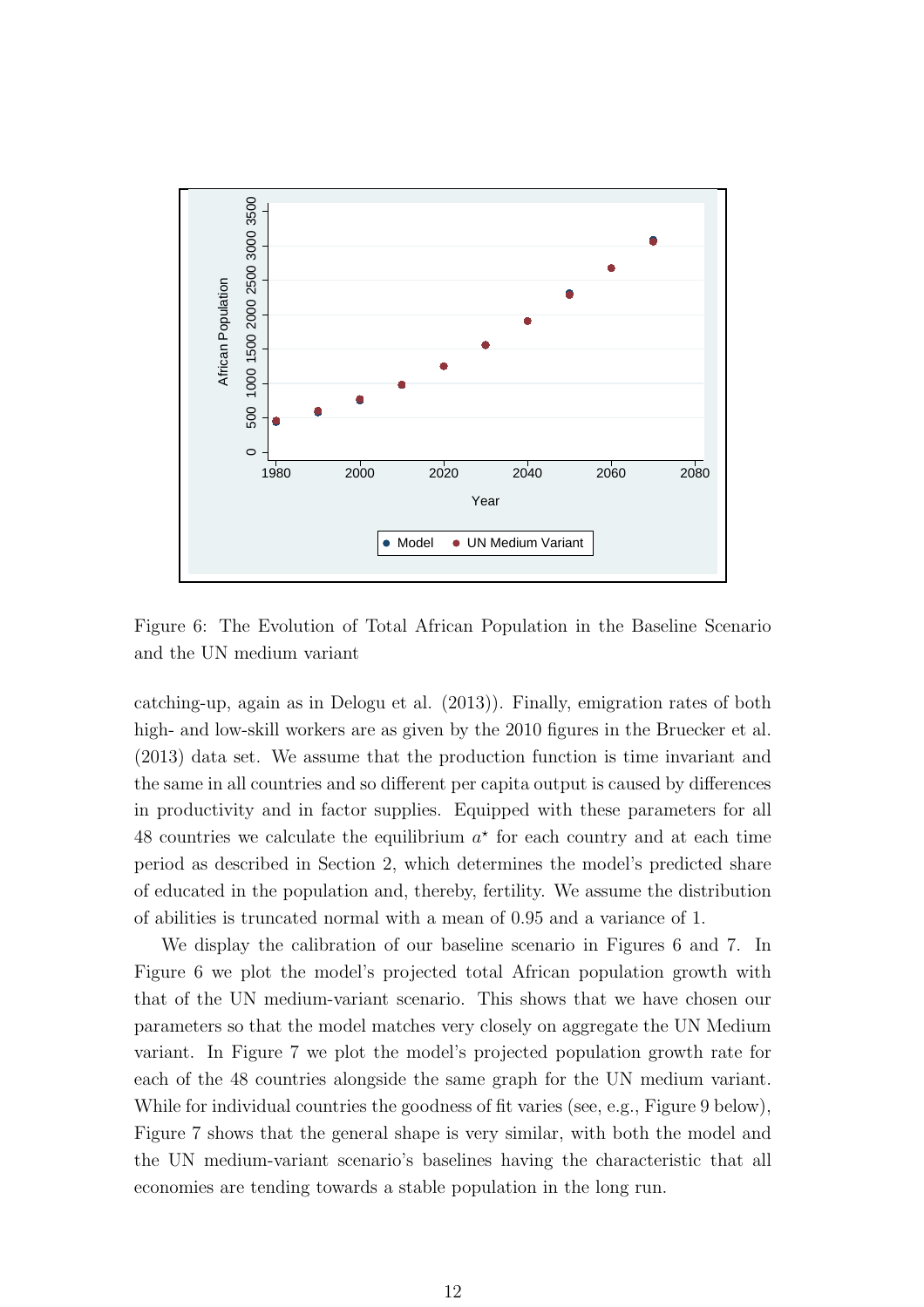African Population

0 500 1000 1500 2000 2500 3000 3500

1980 2000 2020 2040 2060 2080

Year

Model  UN Medium Variant

Figure 6: The Evolution of Total African Population in the Baseline Scenario and the UN medium variant

catching-up, again as in Delogu et al. (2013)). Finally, emigration rates of both high- and low-skill workers are as given by the 2010 figures in the Bruecker et al. (2013) data set. We assume that the production function is time invariant and the same in all countries and so different per capita output is caused by differences in productivity and in factor supplies. Equipped with these parameters for all 48 countries we calculate the equilibrium $a^{\star}$ for each country and at each time period as described in Section 2, which determines the model's predicted share of educated in the population and, thereby, fertility. We assume the distribution of abilities is truncated normal with a mean of 0.95 and a variance of 1.

We display the calibration of our baseline scenario in Figures 6 and 7. In Figure 6 we plot the model's projected total African population growth with that of the UN medium-variant scenario. This shows that we have chosen our parameters so that the model matches very closely on aggregate the UN Medium variant. In Figure 7 we plot the model's projected population growth rate for each of the 48 countries alongside the same graph for the UN medium variant. While for individual countries the goodness of fit varies (see, e.g., Figure 9 below), Figure 7 shows that the general shape is very similar, with both the model and the UN medium-variant scenario's baselines having the characteristic that all economies are tending towards a stable population in the long run.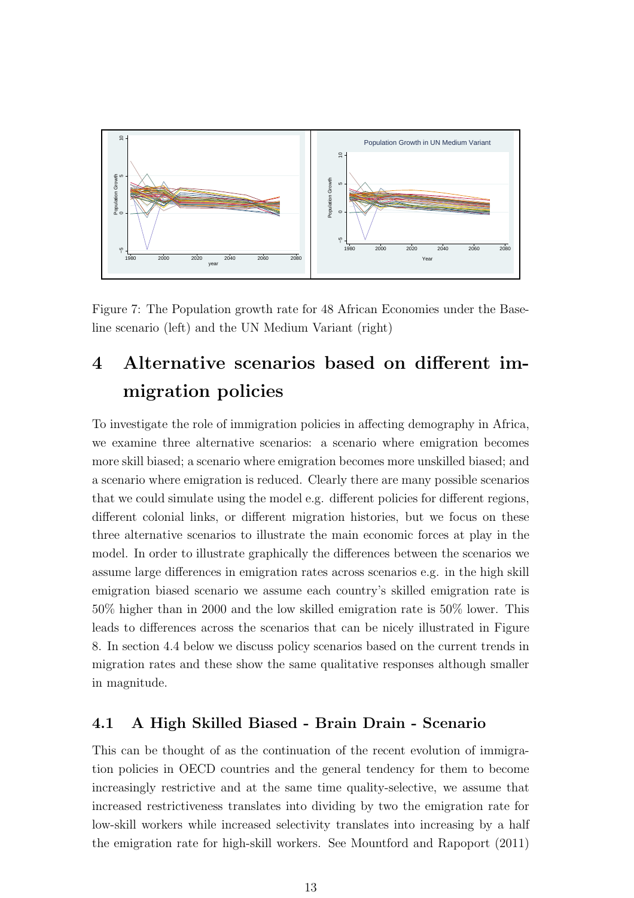Population Growth in UN Medium Variant

Population Growth

10
5
0
-5

1980 2000 2020 2040 2060 2080

year

Year

Figure 7: The Population growth rate for 48 African Economies under the Baseline scenario (left) and the UN Medium Variant (right)

# 4 Alternative scenarios based on different immigration policies

To investigate the role of immigration policies in affecting demography in Africa, we examine three alternative scenarios: a scenario where emigration becomes more skill biased; a scenario where emigration becomes more unskilled biased; and a scenario where emigration is reduced. Clearly there are many possible scenarios that we could simulate using the model e.g. different policies for different regions, different colonial links, or different migration histories, but we focus on these three alternative scenarios to illustrate the main economic forces at play in the model. In order to illustrate graphically the differences between the scenarios we assume large differences in emigration rates across scenarios e.g. in the high skill emigration biased scenario we assume each country's skilled emigration rate is 50% higher than in 2000 and the low skilled emigration rate is 50% lower. This leads to differences across the scenarios that can be nicely illustrated in Figure 8. In section 4.4 below we discuss policy scenarios based on the current trends in migration rates and these show the same qualitative responses although smaller in magnitude.

## 4.1 A High Skilled Biased - Brain Drain - Scenario

This can be thought of as the continuation of the recent evolution of immigration policies in OECD countries and the general tendency for them to become increasingly restrictive and at the same time quality-selective, we assume that increased restrictiveness translates into dividing by two the emigration rate for low-skill workers while increased selectivity translates into increasing by a half the emigration rate for high-skill workers. See Mountford and Rapoport (2011)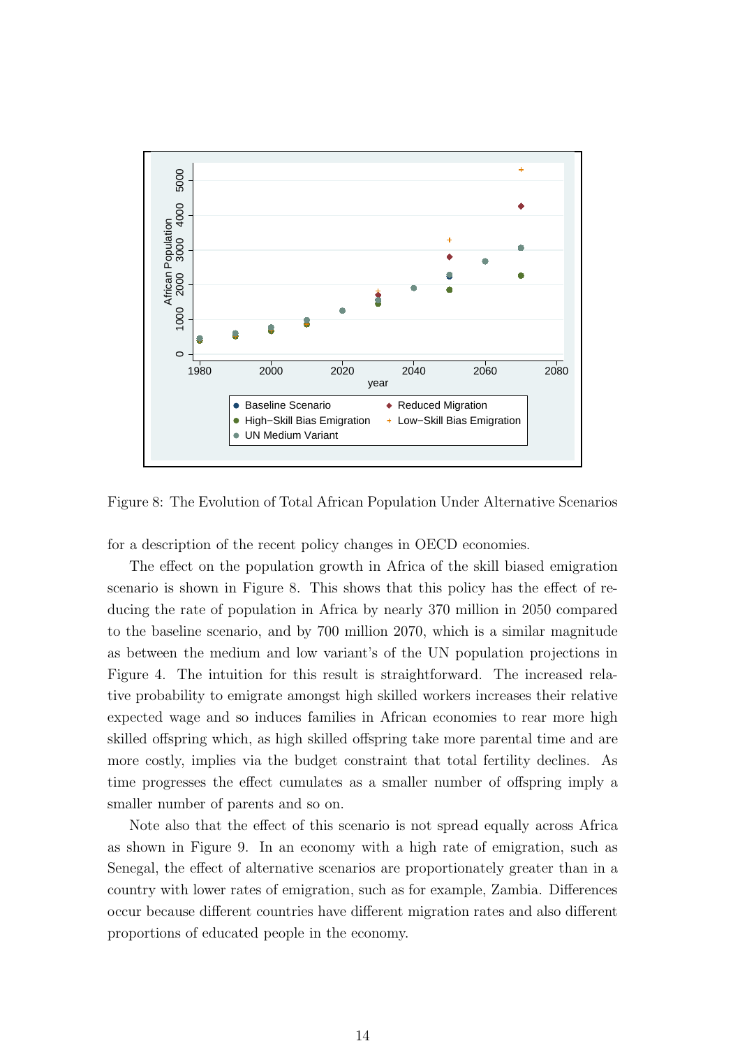African Population

0
1000
2000
3000
4000
5000

1980
2000
2020
2040
2060
2080

year

Baseline Scenario
Reduced Migration
High−Skill Bias Emigration
Low−Skill Bias Emigration
UN Medium Variant

Figure 8: The Evolution of Total African Population Under Alternative Scenarios

for a description of the recent policy changes in OECD economies.

The effect on the population growth in Africa of the skill biased emigration scenario is shown in Figure 8. This shows that this policy has the effect of reducing the rate of population in Africa by nearly 370 million in 2050 compared to the baseline scenario, and by 700 million 2070, which is a similar magnitude as between the medium and low variant's of the UN population projections in Figure 4. The intuition for this result is straightforward. The increased relative probability to emigrate amongst high skilled workers increases their relative expected wage and so induces families in African economies to rear more high skilled offspring which, as high skilled offspring take more parental time and are more costly, implies via the budget constraint that total fertility declines. As time progresses the effect cumulates as a smaller number of offspring imply a smaller number of parents and so on.

Note also that the effect of this scenario is not spread equally across Africa as shown in Figure 9. In an economy with a high rate of emigration, such as Senegal, the effect of alternative scenarios are proportionately greater than in a country with lower rates of emigration, such as for example, Zambia. Differences occur because different countries have different migration rates and also different proportions of educated people in the economy.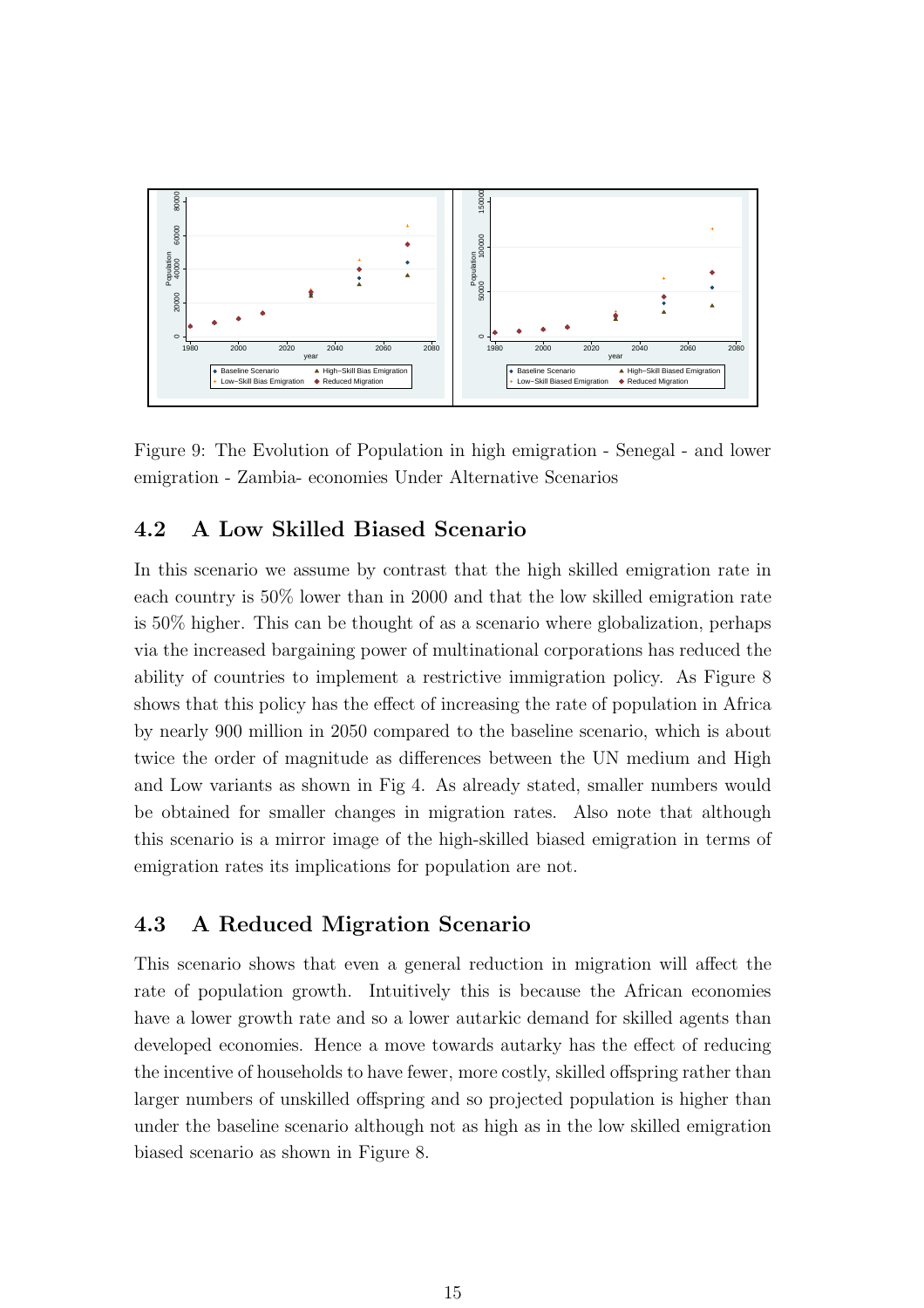Population

80000
60000
40000
20000
0

1980 2000 2020 2040 2060 2080

year

Baseline Scenario
High–Skill Bias Emigration
Low–Skill Bias Emigration
Reduced Migration

Population

150000
100000
50000
0

1980 2000 2020 2040 2060 2080

year

Baseline Scenario
High–Skill Biased Emigration
Low–Skill Biased Emigration
Reduced Migration

Figure 9: The Evolution of Population in high emigration - Senegal - and lower emigration - Zambia- economies Under Alternative Scenarios

## 4.2 A Low Skilled Biased Scenario

In this scenario we assume by contrast that the high skilled emigration rate in each country is 50% lower than in 2000 and that the low skilled emigration rate is 50% higher. This can be thought of as a scenario where globalization, perhaps via the increased bargaining power of multinational corporations has reduced the ability of countries to implement a restrictive immigration policy. As Figure 8 shows that this policy has the effect of increasing the rate of population in Africa by nearly 900 million in 2050 compared to the baseline scenario, which is about twice the order of magnitude as differences between the UN medium and High and Low variants as shown in Fig 4. As already stated, smaller numbers would be obtained for smaller changes in migration rates. Also note that although this scenario is a mirror image of the high-skilled biased emigration in terms of emigration rates its implications for population are not.

## 4.3 A Reduced Migration Scenario

This scenario shows that even a general reduction in migration will affect the rate of population growth. Intuitively this is because the African economies have a lower growth rate and so a lower autarkic demand for skilled agents than developed economies. Hence a move towards autarky has the effect of reducing the incentive of households to have fewer, more costly, skilled offspring rather than larger numbers of unskilled offspring and so projected population is higher than under the baseline scenario although not as high as in the low skilled emigration biased scenario as shown in Figure 8.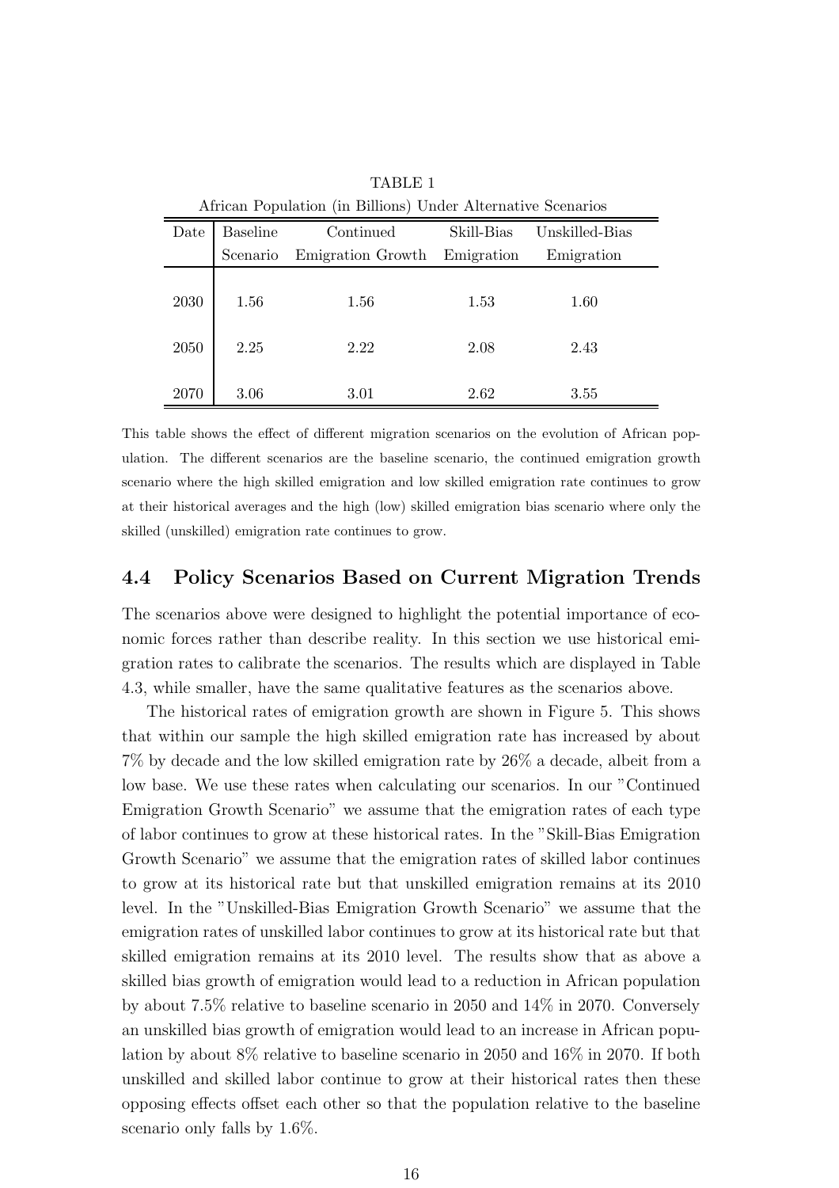TABLE 1

African Population (in Billions) Under Alternative Scenarios

| Date | Baseline Scenario | Continued Emigration Growth | Skill-Bias Emigration | Unskilled-Bias Emigration |
|---|---|---|---|---|
| 2030 | 1.56 | 1.56 | 1.53 | 1.60 |
| 2050 | 2.25 | 2.22 | 2.08 | 2.43 |
| 2070 | 3.06 | 3.01 | 2.62 | 3.55 |

This table shows the effect of different migration scenarios on the evolution of African population. The different scenarios are the baseline scenario, the continued emigration growth scenario where the high skilled emigration and low skilled emigration rate continues to grow at their historical averages and the high (low) skilled emigration bias scenario where only the skilled (unskilled) emigration rate continues to grow.

## 4.4 Policy Scenarios Based on Current Migration Trends

The scenarios above were designed to highlight the potential importance of economic forces rather than describe reality. In this section we use historical emigration rates to calibrate the scenarios. The results which are displayed in Table 4.3, while smaller, have the same qualitative features as the scenarios above.

The historical rates of emigration growth are shown in Figure 5. This shows that within our sample the high skilled emigration rate has increased by about 7% by decade and the low skilled emigration rate by 26% a decade, albeit from a low base. We use these rates when calculating our scenarios. In our "Continued Emigration Growth Scenario" we assume that the emigration rates of each type of labor continues to grow at these historical rates. In the "Skill-Bias Emigration Growth Scenario" we assume that the emigration rates of skilled labor continues to grow at its historical rate but that unskilled emigration remains at its 2010 level. In the "Unskilled-Bias Emigration Growth Scenario" we assume that the emigration rates of unskilled labor continues to grow at its historical rate but that skilled emigration remains at its 2010 level. The results show that as above a skilled bias growth of emigration would lead to a reduction in African population by about 7.5% relative to baseline scenario in 2050 and 14% in 2070. Conversely an unskilled bias growth of emigration would lead to an increase in African population by about 8% relative to baseline scenario in 2050 and 16% in 2070. If both unskilled and skilled labor continue to grow at their historical rates then these opposing effects offset each other so that the population relative to the baseline scenario only falls by 1.6%.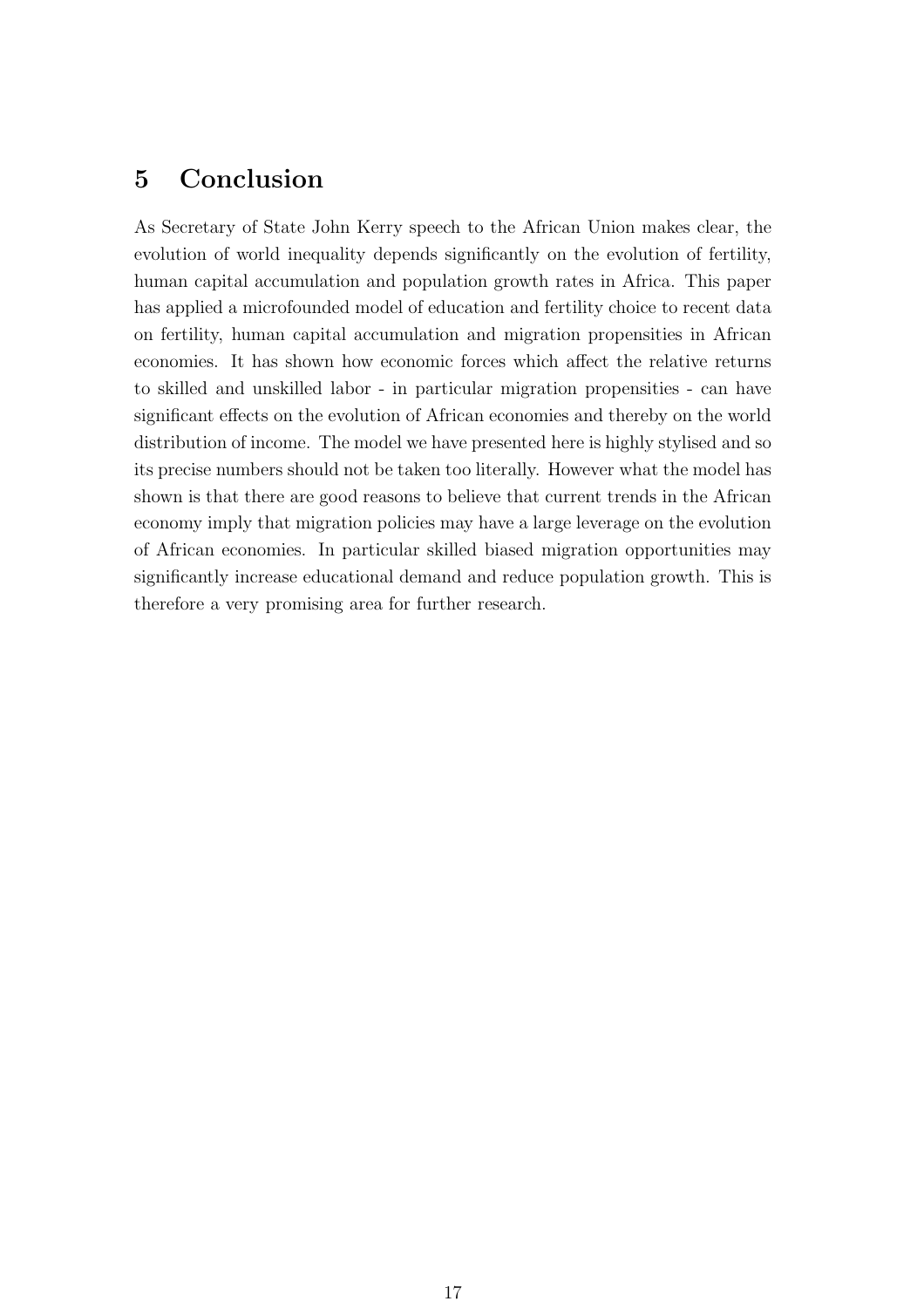## 5 Conclusion

As Secretary of State John Kerry speech to the African Union makes clear, the evolution of world inequality depends significantly on the evolution of fertility, human capital accumulation and population growth rates in Africa. This paper has applied a microfounded model of education and fertility choice to recent data on fertility, human capital accumulation and migration propensities in African economies. It has shown how economic forces which affect the relative returns to skilled and unskilled labor - in particular migration propensities - can have significant effects on the evolution of African economies and thereby on the world distribution of income. The model we have presented here is highly stylised and so its precise numbers should not be taken too literally. However what the model has shown is that there are good reasons to believe that current trends in the African economy imply that migration policies may have a large leverage on the evolution of African economies. In particular skilled biased migration opportunities may significantly increase educational demand and reduce population growth. This is therefore a very promising area for further research.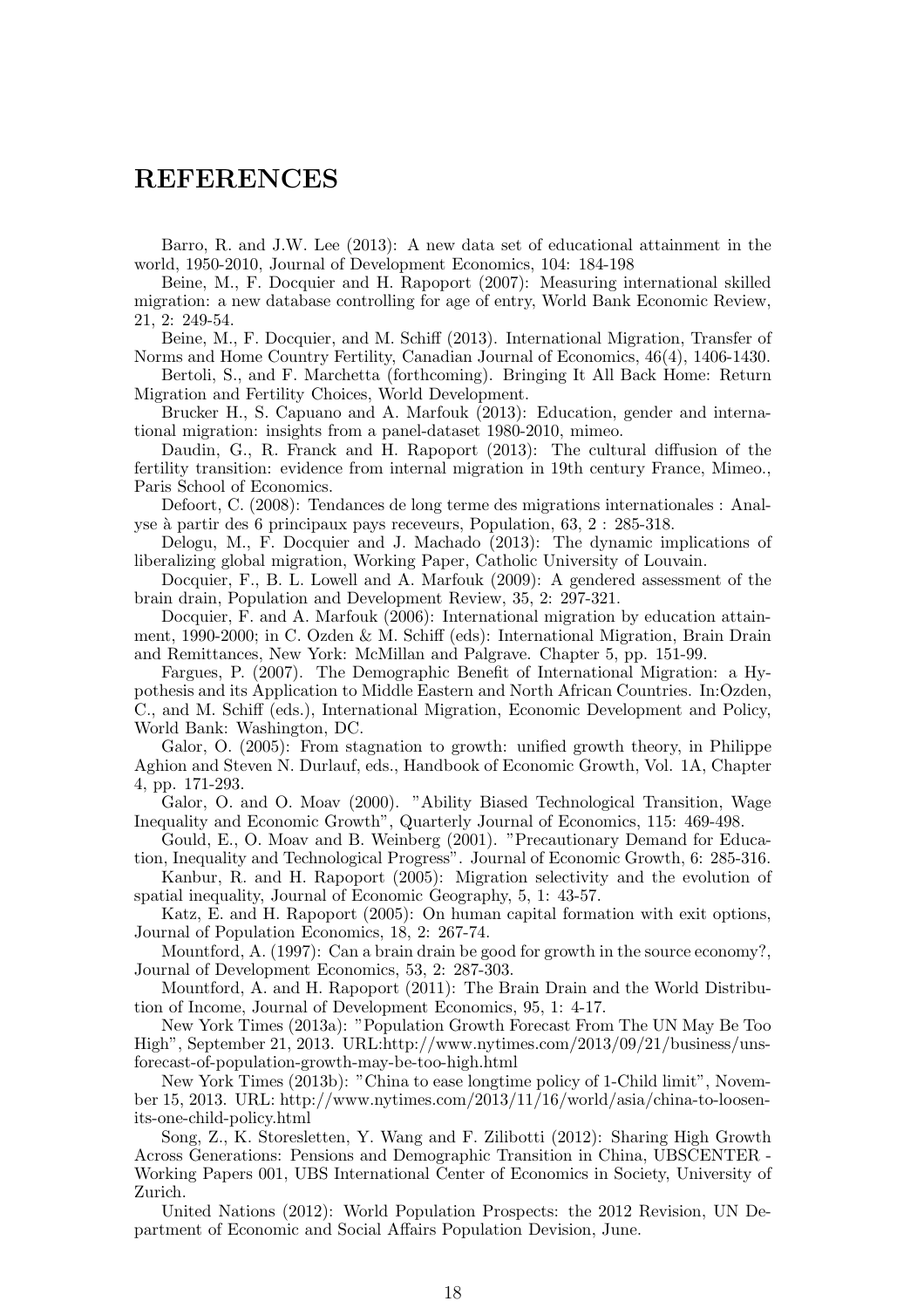# REFERENCES

Barro, R. and J.W. Lee (2013): A new data set of educational attainment in the world, 1950-2010, Journal of Development Economics, 104: 184-198

Beine, M., F. Docquier and H. Rapoport (2007): Measuring international skilled migration: a new database controlling for age of entry, World Bank Economic Review, 21, 2: 249-54.

Beine, M., F. Docquier, and M. Schiff (2013). International Migration, Transfer of Norms and Home Country Fertility, Canadian Journal of Economics, 46(4), 1406-1430.

Bertoli, S., and F. Marchetta (forthcoming). Bringing It All Back Home: Return Migration and Fertility Choices, World Development.

Brucker H., S. Capuano and A. Marfouk (2013): Education, gender and international migration: insights from a panel-dataset 1980-2010, mimeo.

Daudin, G., R. Franck and H. Rapoport (2013): The cultural diffusion of the fertility transition: evidence from internal migration in 19th century France, Mimeo., Paris School of Economics.

Defoort, C. (2008): Tendances de long terme des migrations internationales : Analyse à partir des 6 principaux pays receveurs, Population, 63, 2 : 285-318.

Delogu, M., F. Docquier and J. Machado (2013): The dynamic implications of liberalizing global migration, Working Paper, Catholic University of Louvain.

Docquier, F., B. L. Lowell and A. Marfouk (2009): A gendered assessment of the brain drain, Population and Development Review, 35, 2: 297-321.

Docquier, F. and A. Marfouk (2006): International migration by education attainment, 1990-2000; in C. Ozden & M. Schiff (eds): International Migration, Brain Drain and Remittances, New York: McMillan and Palgrave. Chapter 5, pp. 151-99.

Fargues, P. (2007). The Demographic Benefit of International Migration: a Hypothesis and its Application to Middle Eastern and North African Countries. In:Ozden, C., and M. Schiff (eds.), International Migration, Economic Development and Policy, World Bank: Washington, DC.

Galor, O. (2005): From stagnation to growth: unified growth theory, in Philippe Aghion and Steven N. Durlauf, eds., Handbook of Economic Growth, Vol. 1A, Chapter 4, pp. 171-293.

Galor, O. and O. Moav (2000). "Ability Biased Technological Transition, Wage Inequality and Economic Growth", Quarterly Journal of Economics, 115: 469-498.

Gould, E., O. Moav and B. Weinberg (2001). "Precautionary Demand for Education, Inequality and Technological Progress". Journal of Economic Growth, 6: 285-316.

Kanbur, R. and H. Rapoport (2005): Migration selectivity and the evolution of spatial inequality, Journal of Economic Geography, 5, 1: 43-57.

Katz, E. and H. Rapoport (2005): On human capital formation with exit options, Journal of Population Economics, 18, 2: 267-74.

Mountford, A. (1997): Can a brain drain be good for growth in the source economy?, Journal of Development Economics, 53, 2: 287-303.

Mountford, A. and H. Rapoport (2011): The Brain Drain and the World Distribution of Income, Journal of Development Economics, 95, 1: 4-17.

New York Times (2013a): "Population Growth Forecast From The UN May Be Too High", September 21, 2013. URL:http://www.nytimes.com/2013/09/21/business/uns-forecast-of-population-growth-may-be-too-high.html

New York Times (2013b): "China to ease longtime policy of 1-Child limit", November 15, 2013. URL: http://www.nytimes.com/2013/11/16/world/asia/china-to-loosen-its-one-child-policy.html

Song, Z., K. Storesletten, Y. Wang and F. Zilibotti (2012): Sharing High Growth Across Generations: Pensions and Demographic Transition in China, UBSCENTER - Working Papers 001, UBS International Center of Economics in Society, University of Zurich.

United Nations (2012): World Population Prospects: the 2012 Revision, UN Department of Economic and Social Affairs Population Devision, June.